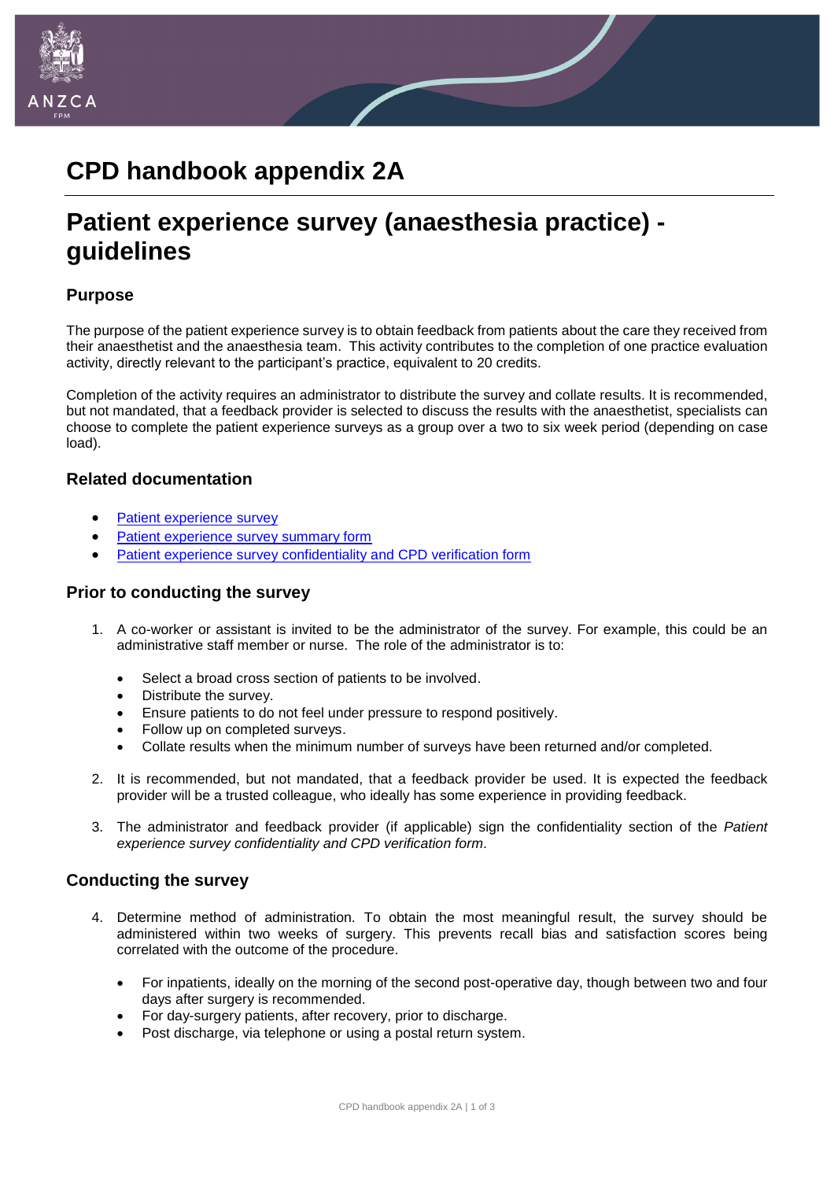# CPD handbook appendix 2A

# Patient experience survey (anaesthesia practice) - guidelines

## Purpose

The purpose of the patient experience survey is to obtain feedback from patients about the care they received from their anaesthetist and the anaesthesia team. This activity contributes to the completion of one practice evaluation activity, directly relevant to the participant's practice, equivalent to 20 credits.

Completion of the activity requires an administrator to distribute the survey and collate results. It is recommended, but not mandated, that a feedback provider is selected to discuss the results with the anaesthetist, specialists can choose to complete the patient experience surveys as a group over a two to six week period (depending on case load).

## Related documentation

- Patient experience survey
- Patient experience survey summary form
- Patient experience survey confidentiality and CPD verification form

## Prior to conducting the survey

1. A co-worker or assistant is invited to be the administrator of the survey. For example, this could be an administrative staff member or nurse. The role of the administrator is to:
   - Select a broad cross section of patients to be involved.
   - Distribute the survey.
   - Ensure patients to do not feel under pressure to respond positively.
   - Follow up on completed surveys.
   - Collate results when the minimum number of surveys have been returned and/or completed.
2. It is recommended, but not mandated, that a feedback provider be used. It is expected the feedback provider will be a trusted colleague, who ideally has some experience in providing feedback.
3. The administrator and feedback provider (if applicable) sign the confidentiality section of the *Patient experience survey confidentiality and CPD verification form*.

## Conducting the survey

4. Determine method of administration. To obtain the most meaningful result, the survey should be administered within two weeks of surgery. This prevents recall bias and satisfaction scores being correlated with the outcome of the procedure.
   - For inpatients, ideally on the morning of the second post-operative day, though between two and four days after surgery is recommended.
   - For day-surgery patients, after recovery, prior to discharge.
   - Post discharge, via telephone or using a postal return system.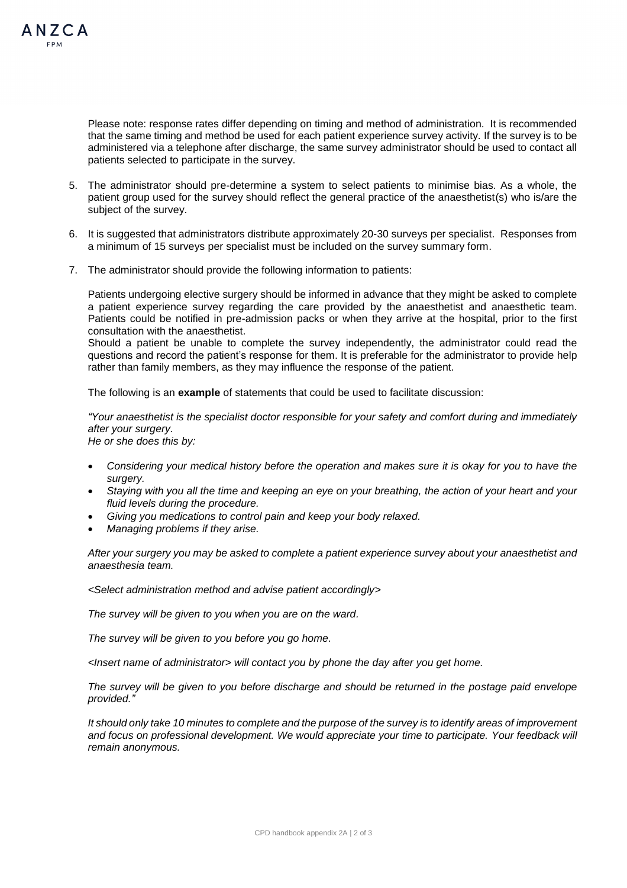Please note: response rates differ depending on timing and method of administration. It is recommended that the same timing and method be used for each patient experience survey activity. If the survey is to be administered via a telephone after discharge, the same survey administrator should be used to contact all patients selected to participate in the survey.

5. The administrator should pre-determine a system to select patients to minimise bias. As a whole, the patient group used for the survey should reflect the general practice of the anaesthetist(s) who is/are the subject of the survey.

6. It is suggested that administrators distribute approximately 20-30 surveys per specialist. Responses from a minimum of 15 surveys per specialist must be included on the survey summary form.

7. The administrator should provide the following information to patients:

   Patients undergoing elective surgery should be informed in advance that they might be asked to complete a patient experience survey regarding the care provided by the anaesthetist and anaesthetic team. Patients could be notified in pre-admission packs or when they arrive at the hospital, prior to the first consultation with the anaesthetist.
   Should a patient be unable to complete the survey independently, the administrator could read the questions and record the patient's response for them. It is preferable for the administrator to provide help rather than family members, as they may influence the response of the patient.

   The following is an **example** of statements that could be used to facilitate discussion:

   *"Your anaesthetist is the specialist doctor responsible for your safety and comfort during and immediately after your surgery.*
   *He or she does this by:*

   - *Considering your medical history before the operation and makes sure it is okay for you to have the surgery.*
   - *Staying with you all the time and keeping an eye on your breathing, the action of your heart and your fluid levels during the procedure.*
   - *Giving you medications to control pain and keep your body relaxed.*
   - *Managing problems if they arise.*

   *After your surgery you may be asked to complete a patient experience survey about your anaesthetist and anaesthesia team.*

   *<Select administration method and advise patient accordingly>*

   *The survey will be given to you when you are on the ward.*

   *The survey will be given to you before you go home.*

   *<Insert name of administrator> will contact you by phone the day after you get home.*

   *The survey will be given to you before discharge and should be returned in the postage paid envelope provided."*

   *It should only take 10 minutes to complete and the purpose of the survey is to identify areas of improvement and focus on professional development. We would appreciate your time to participate. Your feedback will remain anonymous.*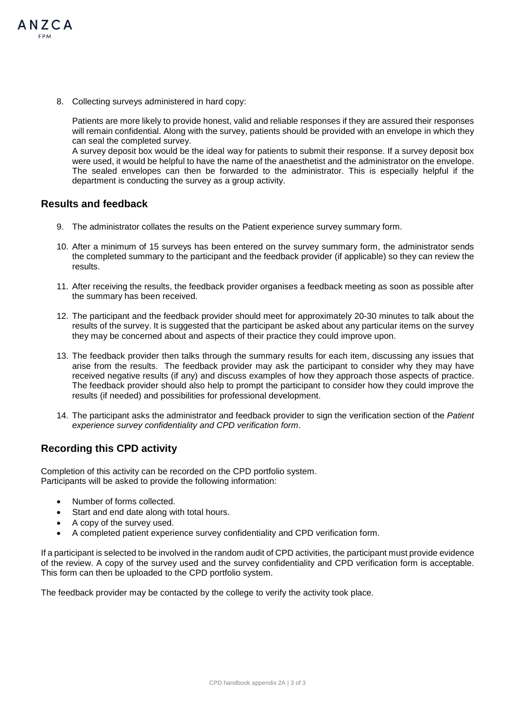8. Collecting surveys administered in hard copy:

   Patients are more likely to provide honest, valid and reliable responses if they are assured their responses will remain confidential. Along with the survey, patients should be provided with an envelope in which they can seal the completed survey.
   A survey deposit box would be the ideal way for patients to submit their response. If a survey deposit box were used, it would be helpful to have the name of the anaesthetist and the administrator on the envelope. The sealed envelopes can then be forwarded to the administrator. This is especially helpful if the department is conducting the survey as a group activity.

## Results and feedback

9. The administrator collates the results on the Patient experience survey summary form.

10. After a minimum of 15 surveys has been entered on the survey summary form, the administrator sends the completed summary to the participant and the feedback provider (if applicable) so they can review the results.

11. After receiving the results, the feedback provider organises a feedback meeting as soon as possible after the summary has been received.

12. The participant and the feedback provider should meet for approximately 20-30 minutes to talk about the results of the survey. It is suggested that the participant be asked about any particular items on the survey they may be concerned about and aspects of their practice they could improve upon.

13. The feedback provider then talks through the summary results for each item, discussing any issues that arise from the results. The feedback provider may ask the participant to consider why they may have received negative results (if any) and discuss examples of how they approach those aspects of practice. The feedback provider should also help to prompt the participant to consider how they could improve the results (if needed) and possibilities for professional development.

14. The participant asks the administrator and feedback provider to sign the verification section of the *Patient experience survey confidentiality and CPD verification form*.

## Recording this CPD activity

Completion of this activity can be recorded on the CPD portfolio system.
Participants will be asked to provide the following information:

- Number of forms collected.
- Start and end date along with total hours.
- A copy of the survey used.
- A completed patient experience survey confidentiality and CPD verification form.

If a participant is selected to be involved in the random audit of CPD activities, the participant must provide evidence of the review. A copy of the survey used and the survey confidentiality and CPD verification form is acceptable. This form can then be uploaded to the CPD portfolio system.

The feedback provider may be contacted by the college to verify the activity took place.